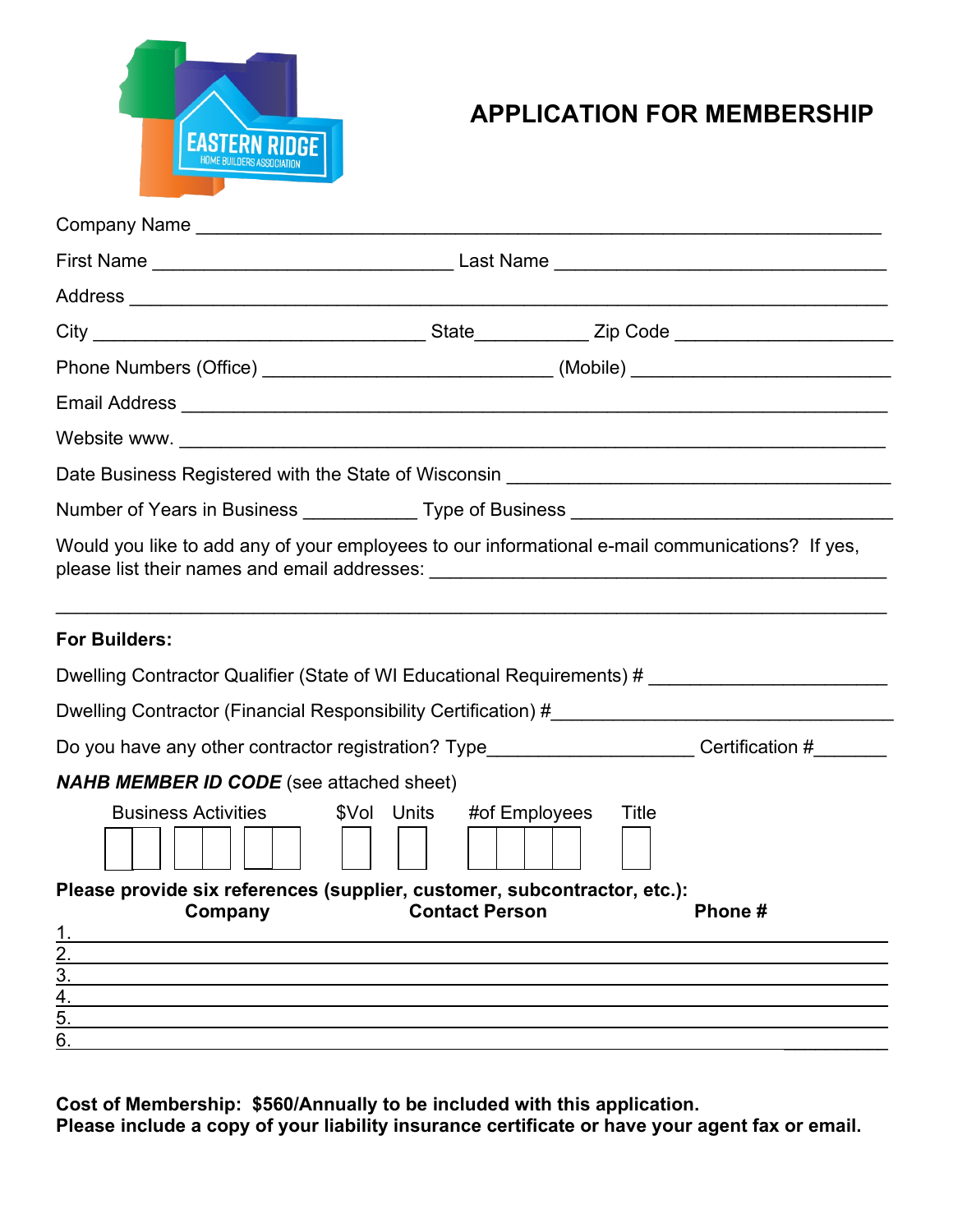EASTERN RIDGE
HOME BUILDERS ASSOCIATION

# APPLICATION FOR MEMBERSHIP

Company Name ___________________________________________________________________

First Name ____________________________ Last Name _______________________________

Address _______________________________________________________________________

City _______________________________ State__________ Zip Code ____________________

Phone Numbers (Office) ___________________________ (Mobile) ______________________

Email Address __________________________________________________________________

Website www. __________________________________________________________________

Date Business Registered with the State of Wisconsin ____________________________________

Number of Years in Business __________ Type of Business ___________________________

Would you like to add any of your employees to our informational e-mail communications? If yes, please list their names and email addresses: ________________________________________

_______________________________________________________________________________

**For Builders:**

Dwelling Contractor Qualifier (State of WI Educational Requirements) # ____________________

Dwelling Contractor (Financial Responsibility Certification) #______________________________

Do you have any other contractor registration? Type__________________ Certification #______

***NAHB MEMBER ID CODE*** (see attached sheet)

| Business Activities | $Vol | Units | #of Employees | Title |
|---|---|---|---|---|
| | | | | |

**Please provide six references (supplier, customer, subcontractor, etc.):**

| | **Company** | **Contact Person** | **Phone #** |
|---|---|---|---|
| 1. | | | |
| 2. | | | |
| 3. | | | |
| 4. | | | |
| 5. | | | |
| 6. | | | |

**Cost of Membership: $560/Annually to be included with this application.**
**Please include a copy of your liability insurance certificate or have your agent fax or email.**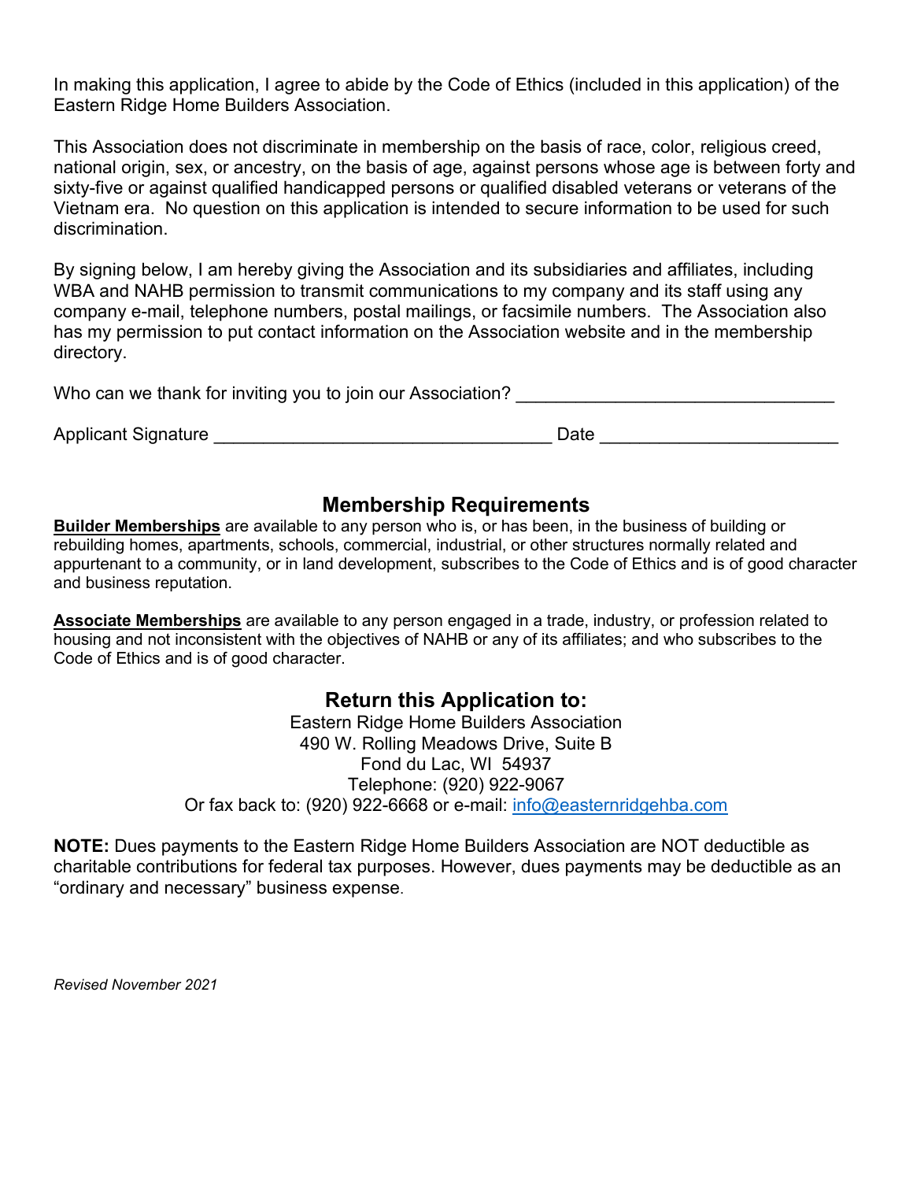In making this application, I agree to abide by the Code of Ethics (included in this application) of the Eastern Ridge Home Builders Association.

This Association does not discriminate in membership on the basis of race, color, religious creed, national origin, sex, or ancestry, on the basis of age, against persons whose age is between forty and sixty-five or against qualified handicapped persons or qualified disabled veterans or veterans of the Vietnam era. No question on this application is intended to secure information to be used for such discrimination.

By signing below, I am hereby giving the Association and its subsidiaries and affiliates, including WBA and NAHB permission to transmit communications to my company and its staff using any company e-mail, telephone numbers, postal mailings, or facsimile numbers. The Association also has my permission to put contact information on the Association website and in the membership directory.

Who can we thank for inviting you to join our Association? ________________________________

Applicant Signature __________________________________ Date ________________________

## Membership Requirements

**Builder Memberships** are available to any person who is, or has been, in the business of building or rebuilding homes, apartments, schools, commercial, industrial, or other structures normally related and appurtenant to a community, or in land development, subscribes to the Code of Ethics and is of good character and business reputation.

**Associate Memberships** are available to any person engaged in a trade, industry, or profession related to housing and not inconsistent with the objectives of NAHB or any of its affiliates; and who subscribes to the Code of Ethics and is of good character.

## Return this Application to:

Eastern Ridge Home Builders Association
490 W. Rolling Meadows Drive, Suite B
Fond du Lac, WI 54937
Telephone: (920) 922-9067
Or fax back to: (920) 922-6668 or e-mail: info@easternridgehba.com

**NOTE:** Dues payments to the Eastern Ridge Home Builders Association are NOT deductible as charitable contributions for federal tax purposes. However, dues payments may be deductible as an "ordinary and necessary" business expense.

*Revised November 2021*